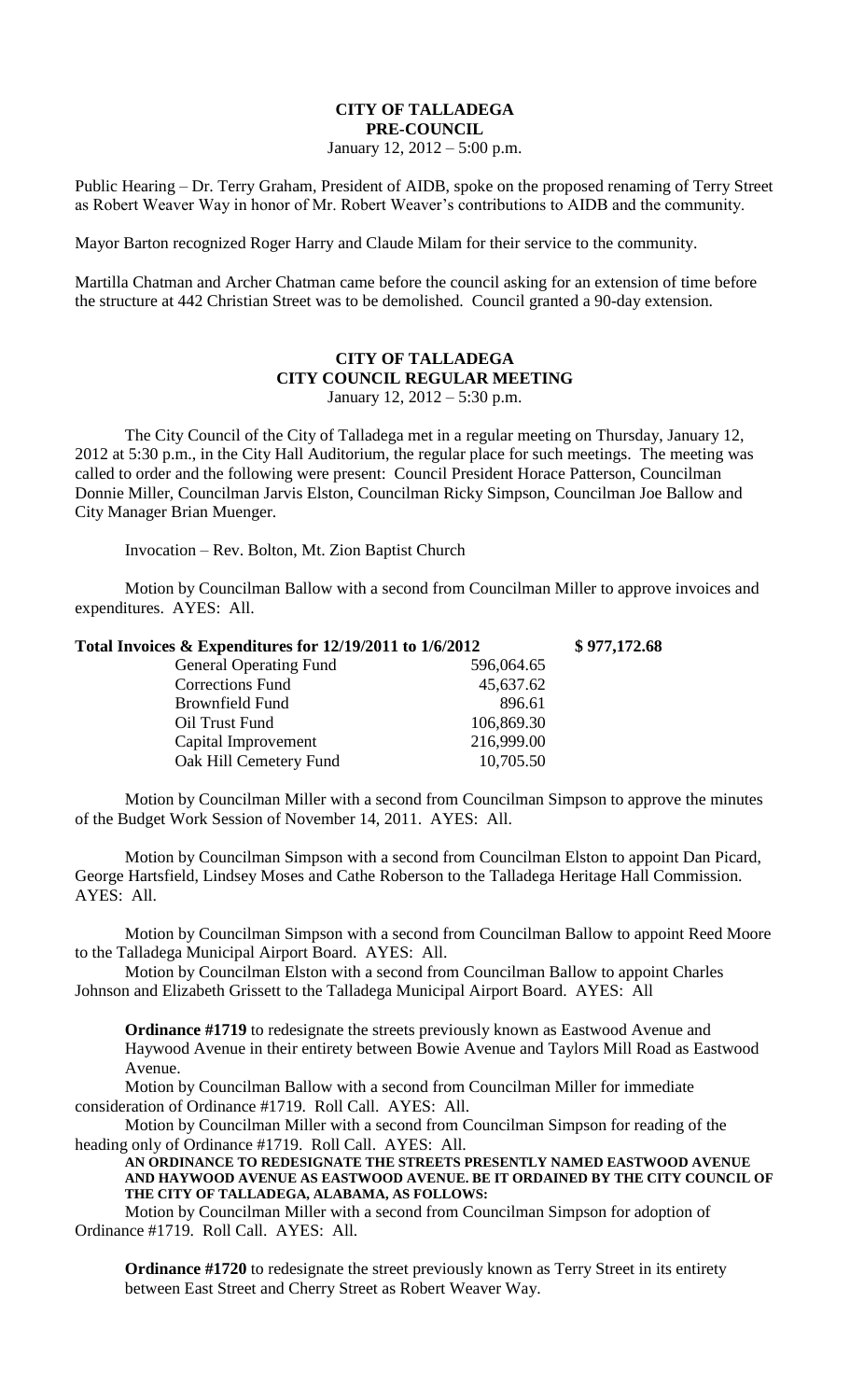# CITY OF TALLADEGA
## PRE-COUNCIL
January 12, 2012 – 5:00 p.m.

Public Hearing – Dr. Terry Graham, President of AIDB, spoke on the proposed renaming of Terry Street as Robert Weaver Way in honor of Mr. Robert Weaver's contributions to AIDB and the community.

Mayor Barton recognized Roger Harry and Claude Milam for their service to the community.

Martilla Chatman and Archer Chatman came before the council asking for an extension of time before the structure at 442 Christian Street was to be demolished. Council granted a 90-day extension.

# CITY OF TALLADEGA
## CITY COUNCIL REGULAR MEETING
January 12, 2012 – 5:30 p.m.

The City Council of the City of Talladega met in a regular meeting on Thursday, January 12, 2012 at 5:30 p.m., in the City Hall Auditorium, the regular place for such meetings. The meeting was called to order and the following were present: Council President Horace Patterson, Councilman Donnie Miller, Councilman Jarvis Elston, Councilman Ricky Simpson, Councilman Joe Ballow and City Manager Brian Muenger.

Invocation – Rev. Bolton, Mt. Zion Baptist Church

Motion by Councilman Ballow with a second from Councilman Miller to approve invoices and expenditures. AYES: All.

**Total Invoices & Expenditures for 12/19/2011 to 1/6/2012 $ 977,172.68**

| | |
|---|---|
| General Operating Fund | 596,064.65 |
| Corrections Fund | 45,637.62 |
| Brownfield Fund | 896.61 |
| Oil Trust Fund | 106,869.30 |
| Capital Improvement | 216,999.00 |
| Oak Hill Cemetery Fund | 10,705.50 |

Motion by Councilman Miller with a second from Councilman Simpson to approve the minutes of the Budget Work Session of November 14, 2011. AYES: All.

Motion by Councilman Simpson with a second from Councilman Elston to appoint Dan Picard, George Hartsfield, Lindsey Moses and Cathe Roberson to the Talladega Heritage Hall Commission. AYES: All.

Motion by Councilman Simpson with a second from Councilman Ballow to appoint Reed Moore to the Talladega Municipal Airport Board. AYES: All.

Motion by Councilman Elston with a second from Councilman Ballow to appoint Charles Johnson and Elizabeth Grissett to the Talladega Municipal Airport Board. AYES: All

**Ordinance #1719** to redesignate the streets previously known as Eastwood Avenue and Haywood Avenue in their entirety between Bowie Avenue and Taylors Mill Road as Eastwood Avenue.

Motion by Councilman Ballow with a second from Councilman Miller for immediate consideration of Ordinance #1719. Roll Call. AYES: All.

Motion by Councilman Miller with a second from Councilman Simpson for reading of the heading only of Ordinance #1719. Roll Call. AYES: All.

**AN ORDINANCE TO REDESIGNATE THE STREETS PRESENTLY NAMED EASTWOOD AVENUE AND HAYWOOD AVENUE AS EASTWOOD AVENUE. BE IT ORDAINED BY THE CITY COUNCIL OF THE CITY OF TALLADEGA, ALABAMA, AS FOLLOWS:**

Motion by Councilman Miller with a second from Councilman Simpson for adoption of Ordinance #1719. Roll Call. AYES: All.

**Ordinance #1720** to redesignate the street previously known as Terry Street in its entirety between East Street and Cherry Street as Robert Weaver Way.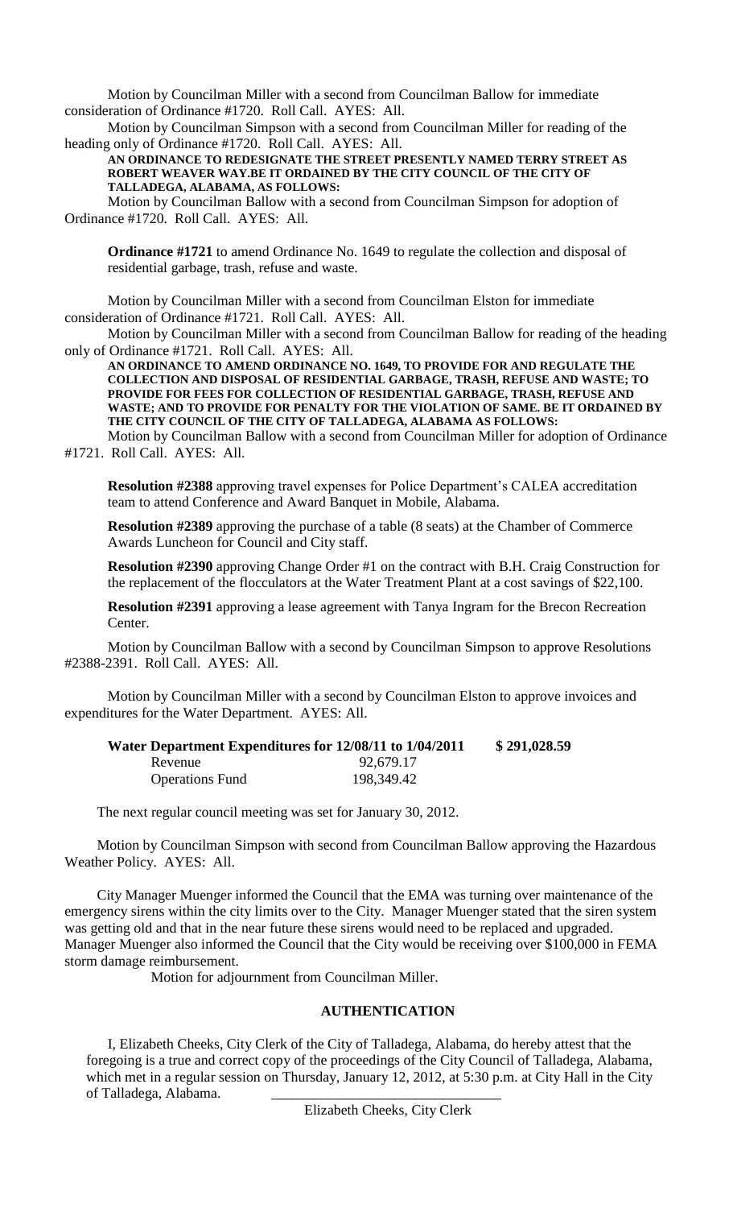Motion by Councilman Miller with a second from Councilman Ballow for immediate consideration of Ordinance #1720. Roll Call. AYES: All.

Motion by Councilman Simpson with a second from Councilman Miller for reading of the heading only of Ordinance #1720. Roll Call. AYES: All.

**AN ORDINANCE TO REDESIGNATE THE STREET PRESENTLY NAMED TERRY STREET AS ROBERT WEAVER WAY.BE IT ORDAINED BY THE CITY COUNCIL OF THE CITY OF TALLADEGA, ALABAMA, AS FOLLOWS:**

Motion by Councilman Ballow with a second from Councilman Simpson for adoption of Ordinance #1720. Roll Call. AYES: All.

**Ordinance #1721** to amend Ordinance No. 1649 to regulate the collection and disposal of residential garbage, trash, refuse and waste.

Motion by Councilman Miller with a second from Councilman Elston for immediate consideration of Ordinance #1721. Roll Call. AYES: All.

Motion by Councilman Miller with a second from Councilman Ballow for reading of the heading only of Ordinance #1721. Roll Call. AYES: All.

**AN ORDINANCE TO AMEND ORDINANCE NO. 1649, TO PROVIDE FOR AND REGULATE THE COLLECTION AND DISPOSAL OF RESIDENTIAL GARBAGE, TRASH, REFUSE AND WASTE; TO PROVIDE FOR FEES FOR COLLECTION OF RESIDENTIAL GARBAGE, TRASH, REFUSE AND WASTE; AND TO PROVIDE FOR PENALTY FOR THE VIOLATION OF SAME. BE IT ORDAINED BY THE CITY COUNCIL OF THE CITY OF TALLADEGA, ALABAMA AS FOLLOWS:**

Motion by Councilman Ballow with a second from Councilman Miller for adoption of Ordinance #1721. Roll Call. AYES: All.

**Resolution #2388** approving travel expenses for Police Department's CALEA accreditation team to attend Conference and Award Banquet in Mobile, Alabama.

**Resolution #2389** approving the purchase of a table (8 seats) at the Chamber of Commerce Awards Luncheon for Council and City staff.

**Resolution #2390** approving Change Order #1 on the contract with B.H. Craig Construction for the replacement of the flocculators at the Water Treatment Plant at a cost savings of $22,100.

**Resolution #2391** approving a lease agreement with Tanya Ingram for the Brecon Recreation Center.

Motion by Councilman Ballow with a second by Councilman Simpson to approve Resolutions #2388-2391. Roll Call. AYES: All.

Motion by Councilman Miller with a second by Councilman Elston to approve invoices and expenditures for the Water Department. AYES: All.

| | | |
|---|---|---|
| **Water Department Expenditures for 12/08/11 to 1/04/2011** | | **$ 291,028.59** |
| Revenue | 92,679.17 | |
| Operations Fund | 198,349.42 | |

The next regular council meeting was set for January 30, 2012.

Motion by Councilman Simpson with second from Councilman Ballow approving the Hazardous Weather Policy. AYES: All.

City Manager Muenger informed the Council that the EMA was turning over maintenance of the emergency sirens within the city limits over to the City. Manager Muenger stated that the siren system was getting old and that in the near future these sirens would need to be replaced and upgraded. Manager Muenger also informed the Council that the City would be receiving over $100,000 in FEMA storm damage reimbursement.

Motion for adjournment from Councilman Miller.

## AUTHENTICATION

I, Elizabeth Cheeks, City Clerk of the City of Talladega, Alabama, do hereby attest that the foregoing is a true and correct copy of the proceedings of the City Council of Talladega, Alabama, which met in a regular session on Thursday, January 12, 2012, at 5:30 p.m. at City Hall in the City of Talladega, Alabama. ________________________________

Elizabeth Cheeks, City Clerk